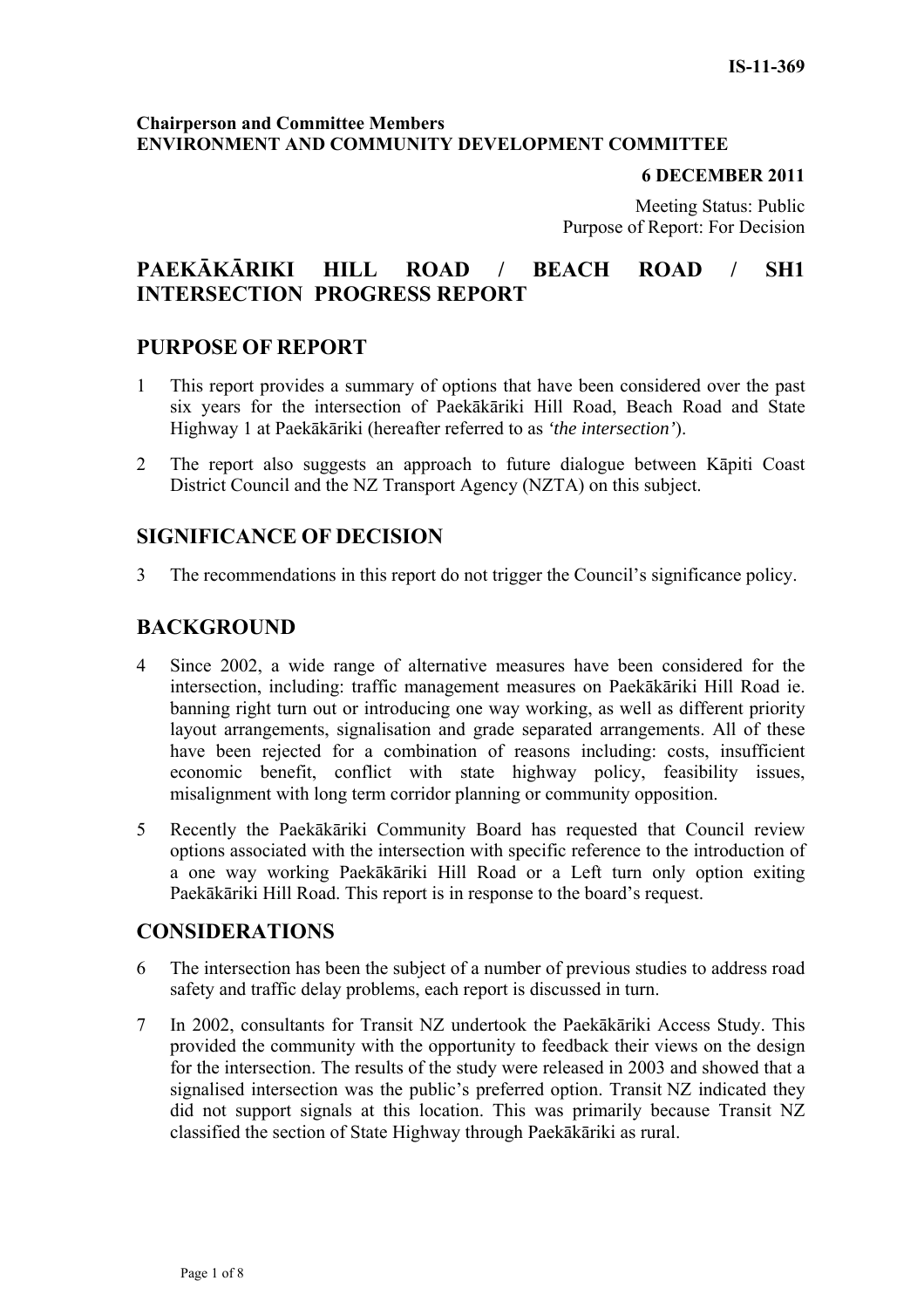IS-11-369

**Chairperson and Committee Members**
**ENVIRONMENT AND COMMUNITY DEVELOPMENT COMMITTEE**

**6 DECEMBER 2011**

Meeting Status: Public
Purpose of Report: For Decision

# PAEKĀKĀRIKI HILL ROAD / BEACH ROAD / SH1 INTERSECTION PROGRESS REPORT

## PURPOSE OF REPORT

1 This report provides a summary of options that have been considered over the past six years for the intersection of Paekākāriki Hill Road, Beach Road and State Highway 1 at Paekākāriki (hereafter referred to as *'the intersection'*).

2 The report also suggests an approach to future dialogue between Kāpiti Coast District Council and the NZ Transport Agency (NZTA) on this subject.

## SIGNIFICANCE OF DECISION

3 The recommendations in this report do not trigger the Council's significance policy.

## BACKGROUND

4 Since 2002, a wide range of alternative measures have been considered for the intersection, including: traffic management measures on Paekākāriki Hill Road ie. banning right turn out or introducing one way working, as well as different priority layout arrangements, signalisation and grade separated arrangements. All of these have been rejected for a combination of reasons including: costs, insufficient economic benefit, conflict with state highway policy, feasibility issues, misalignment with long term corridor planning or community opposition.

5 Recently the Paekākāriki Community Board has requested that Council review options associated with the intersection with specific reference to the introduction of a one way working Paekākāriki Hill Road or a Left turn only option exiting Paekākāriki Hill Road. This report is in response to the board's request.

## CONSIDERATIONS

6 The intersection has been the subject of a number of previous studies to address road safety and traffic delay problems, each report is discussed in turn.

7 In 2002, consultants for Transit NZ undertook the Paekākāriki Access Study. This provided the community with the opportunity to feedback their views on the design for the intersection. The results of the study were released in 2003 and showed that a signalised intersection was the public's preferred option. Transit NZ indicated they did not support signals at this location. This was primarily because Transit NZ classified the section of State Highway through Paekākāriki as rural.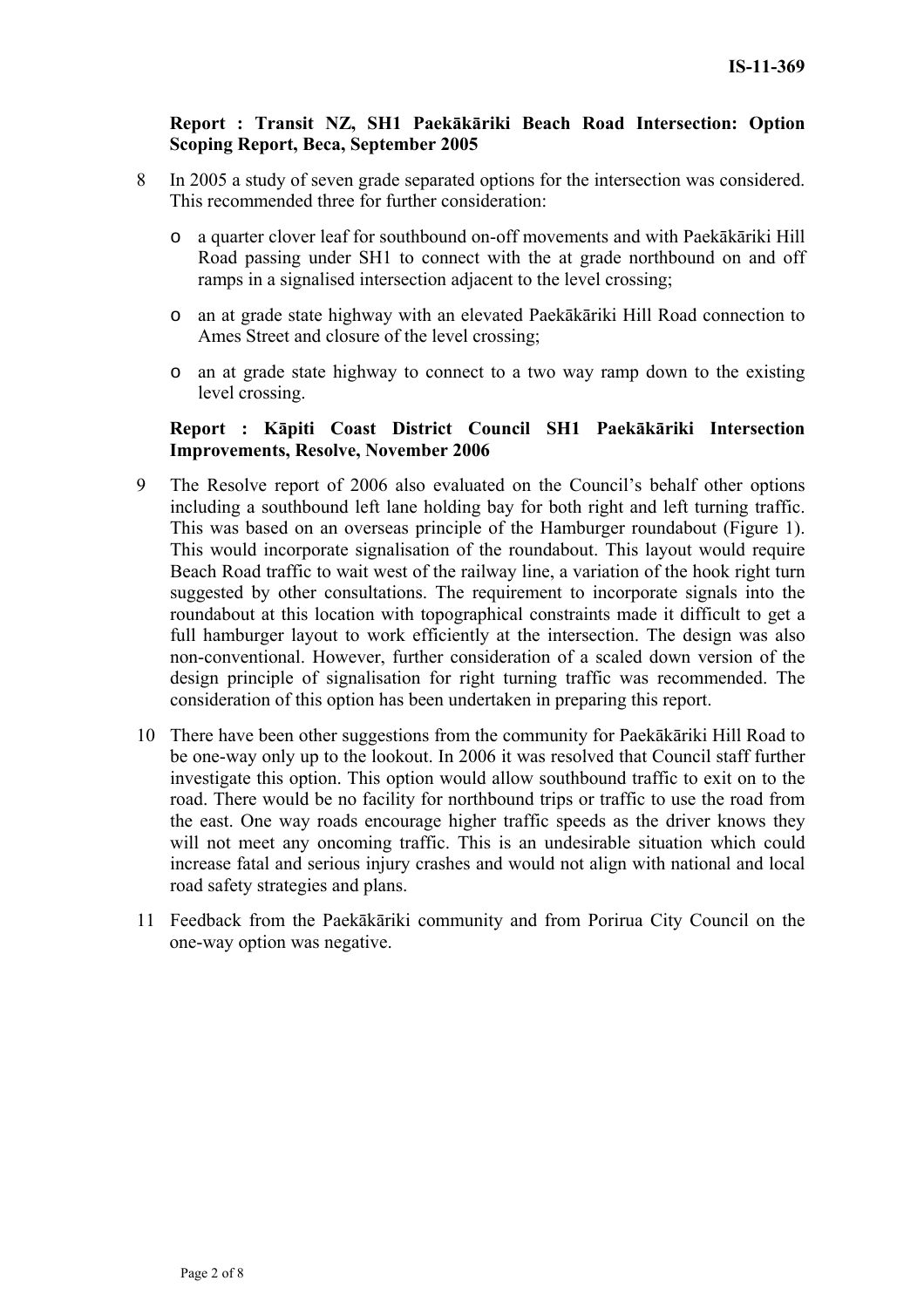**Report : Transit NZ, SH1 Paekākāriki Beach Road Intersection: Option Scoping Report, Beca, September 2005**

8 In 2005 a study of seven grade separated options for the intersection was considered. This recommended three for further consideration:

- a quarter clover leaf for southbound on-off movements and with Paekākāriki Hill Road passing under SH1 to connect with the at grade northbound on and off ramps in a signalised intersection adjacent to the level crossing;
- an at grade state highway with an elevated Paekākāriki Hill Road connection to Ames Street and closure of the level crossing;
- an at grade state highway to connect to a two way ramp down to the existing level crossing.

**Report : Kāpiti Coast District Council SH1 Paekākāriki Intersection Improvements, Resolve, November 2006**

9 The Resolve report of 2006 also evaluated on the Council's behalf other options including a southbound left lane holding bay for both right and left turning traffic. This was based on an overseas principle of the Hamburger roundabout (Figure 1). This would incorporate signalisation of the roundabout. This layout would require Beach Road traffic to wait west of the railway line, a variation of the hook right turn suggested by other consultations. The requirement to incorporate signals into the roundabout at this location with topographical constraints made it difficult to get a full hamburger layout to work efficiently at the intersection. The design was also non-conventional. However, further consideration of a scaled down version of the design principle of signalisation for right turning traffic was recommended. The consideration of this option has been undertaken in preparing this report.

10 There have been other suggestions from the community for Paekākāriki Hill Road to be one-way only up to the lookout. In 2006 it was resolved that Council staff further investigate this option. This option would allow southbound traffic to exit on to the road. There would be no facility for northbound trips or traffic to use the road from the east. One way roads encourage higher traffic speeds as the driver knows they will not meet any oncoming traffic. This is an undesirable situation which could increase fatal and serious injury crashes and would not align with national and local road safety strategies and plans.

11 Feedback from the Paekākāriki community and from Porirua City Council on the one-way option was negative.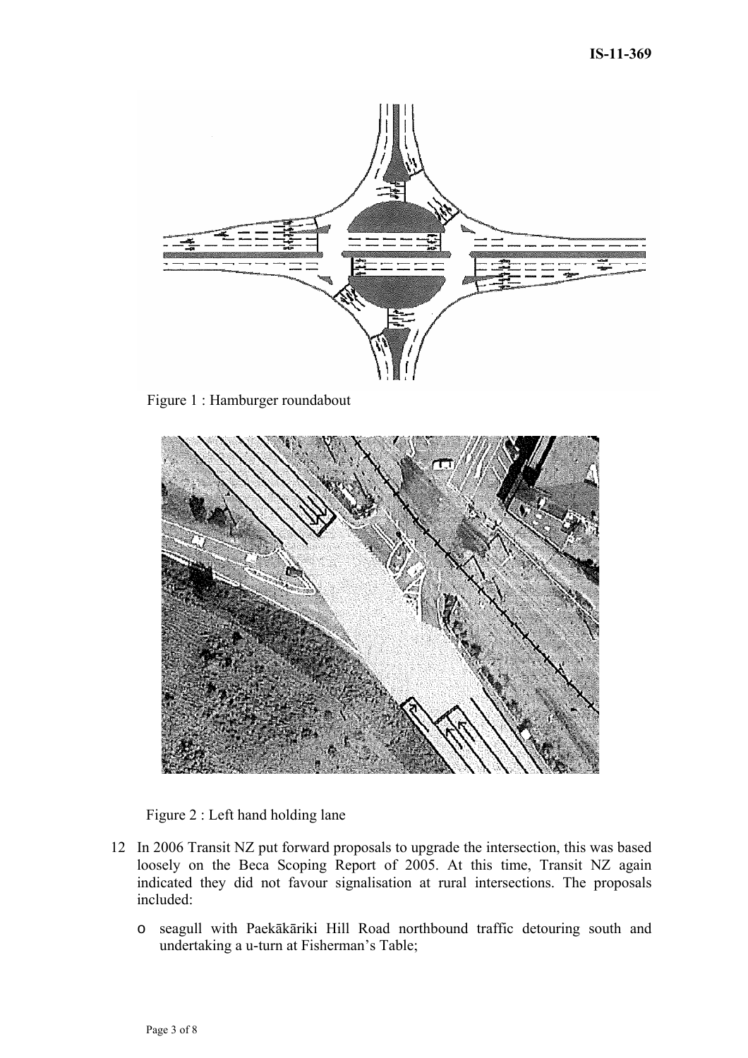Figure 1 : Hamburger roundabout

Figure 2 : Left hand holding lane

12 In 2006 Transit NZ put forward proposals to upgrade the intersection, this was based loosely on the Beca Scoping Report of 2005. At this time, Transit NZ again indicated they did not favour signalisation at rural intersections. The proposals included:

- seagull with Paekākāriki Hill Road northbound traffic detouring south and undertaking a u-turn at Fisherman's Table;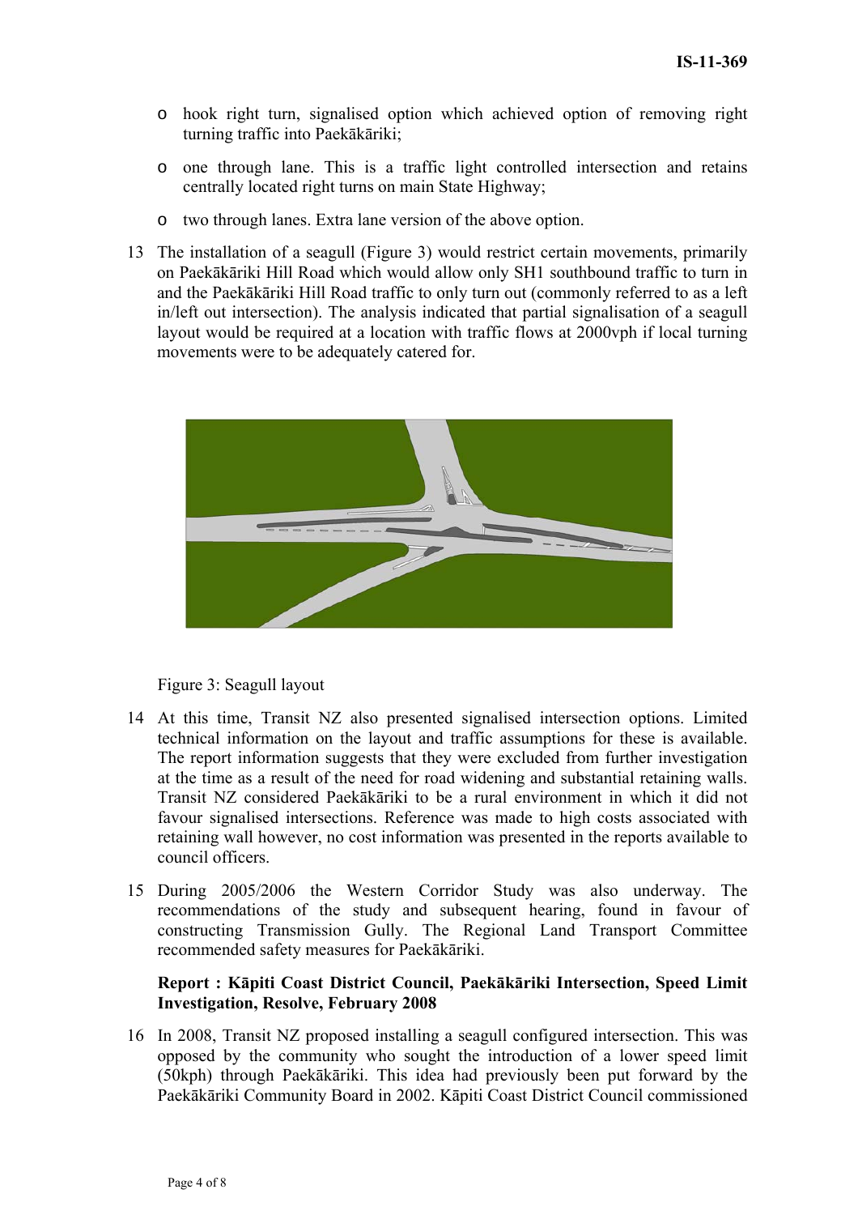- hook right turn, signalised option which achieved option of removing right turning traffic into Paekākāriki;
- one through lane. This is a traffic light controlled intersection and retains centrally located right turns on main State Highway;
- two through lanes. Extra lane version of the above option.

13 The installation of a seagull (Figure 3) would restrict certain movements, primarily on Paekākāriki Hill Road which would allow only SH1 southbound traffic to turn in and the Paekākāriki Hill Road traffic to only turn out (commonly referred to as a left in/left out intersection). The analysis indicated that partial signalisation of a seagull layout would be required at a location with traffic flows at 2000vph if local turning movements were to be adequately catered for.

Figure 3: Seagull layout

14 At this time, Transit NZ also presented signalised intersection options. Limited technical information on the layout and traffic assumptions for these is available. The report information suggests that they were excluded from further investigation at the time as a result of the need for road widening and substantial retaining walls. Transit NZ considered Paekākāriki to be a rural environment in which it did not favour signalised intersections. Reference was made to high costs associated with retaining wall however, no cost information was presented in the reports available to council officers.

15 During 2005/2006 the Western Corridor Study was also underway. The recommendations of the study and subsequent hearing, found in favour of constructing Transmission Gully. The Regional Land Transport Committee recommended safety measures for Paekākāriki.

**Report : Kāpiti Coast District Council, Paekākāriki Intersection, Speed Limit Investigation, Resolve, February 2008**

16 In 2008, Transit NZ proposed installing a seagull configured intersection. This was opposed by the community who sought the introduction of a lower speed limit (50kph) through Paekākāriki. This idea had previously been put forward by the Paekākāriki Community Board in 2002. Kāpiti Coast District Council commissioned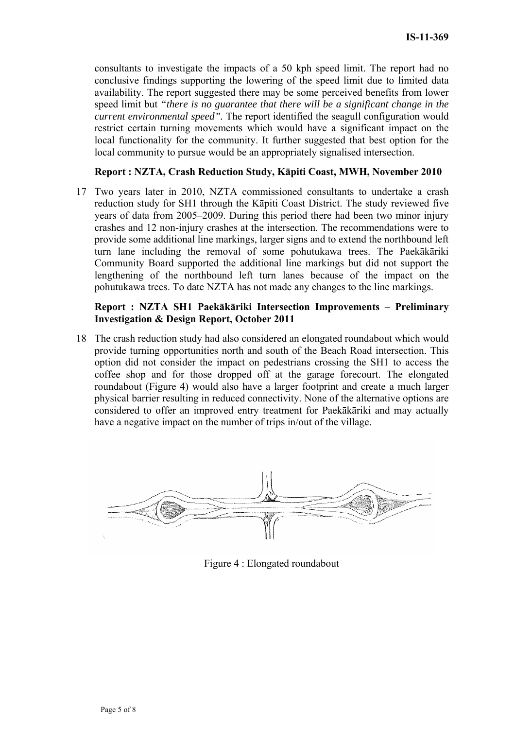consultants to investigate the impacts of a 50 kph speed limit. The report had no conclusive findings supporting the lowering of the speed limit due to limited data availability. The report suggested there may be some perceived benefits from lower speed limit but *"there is no guarantee that there will be a significant change in the current environmental speed"*. The report identified the seagull configuration would restrict certain turning movements which would have a significant impact on the local functionality for the community. It further suggested that best option for the local community to pursue would be an appropriately signalised intersection.

**Report : NZTA, Crash Reduction Study, Kāpiti Coast, MWH, November 2010**

17 Two years later in 2010, NZTA commissioned consultants to undertake a crash reduction study for SH1 through the Kāpiti Coast District. The study reviewed five years of data from 2005–2009. During this period there had been two minor injury crashes and 12 non-injury crashes at the intersection. The recommendations were to provide some additional line markings, larger signs and to extend the northbound left turn lane including the removal of some pohutukawa trees. The Paekākāriki Community Board supported the additional line markings but did not support the lengthening of the northbound left turn lanes because of the impact on the pohutukawa trees. To date NZTA has not made any changes to the line markings.

**Report : NZTA SH1 Paekākāriki Intersection Improvements – Preliminary Investigation & Design Report, October 2011**

18 The crash reduction study had also considered an elongated roundabout which would provide turning opportunities north and south of the Beach Road intersection. This option did not consider the impact on pedestrians crossing the SH1 to access the coffee shop and for those dropped off at the garage forecourt. The elongated roundabout (Figure 4) would also have a larger footprint and create a much larger physical barrier resulting in reduced connectivity. None of the alternative options are considered to offer an improved entry treatment for Paekākāriki and may actually have a negative impact on the number of trips in/out of the village.

Figure 4 : Elongated roundabout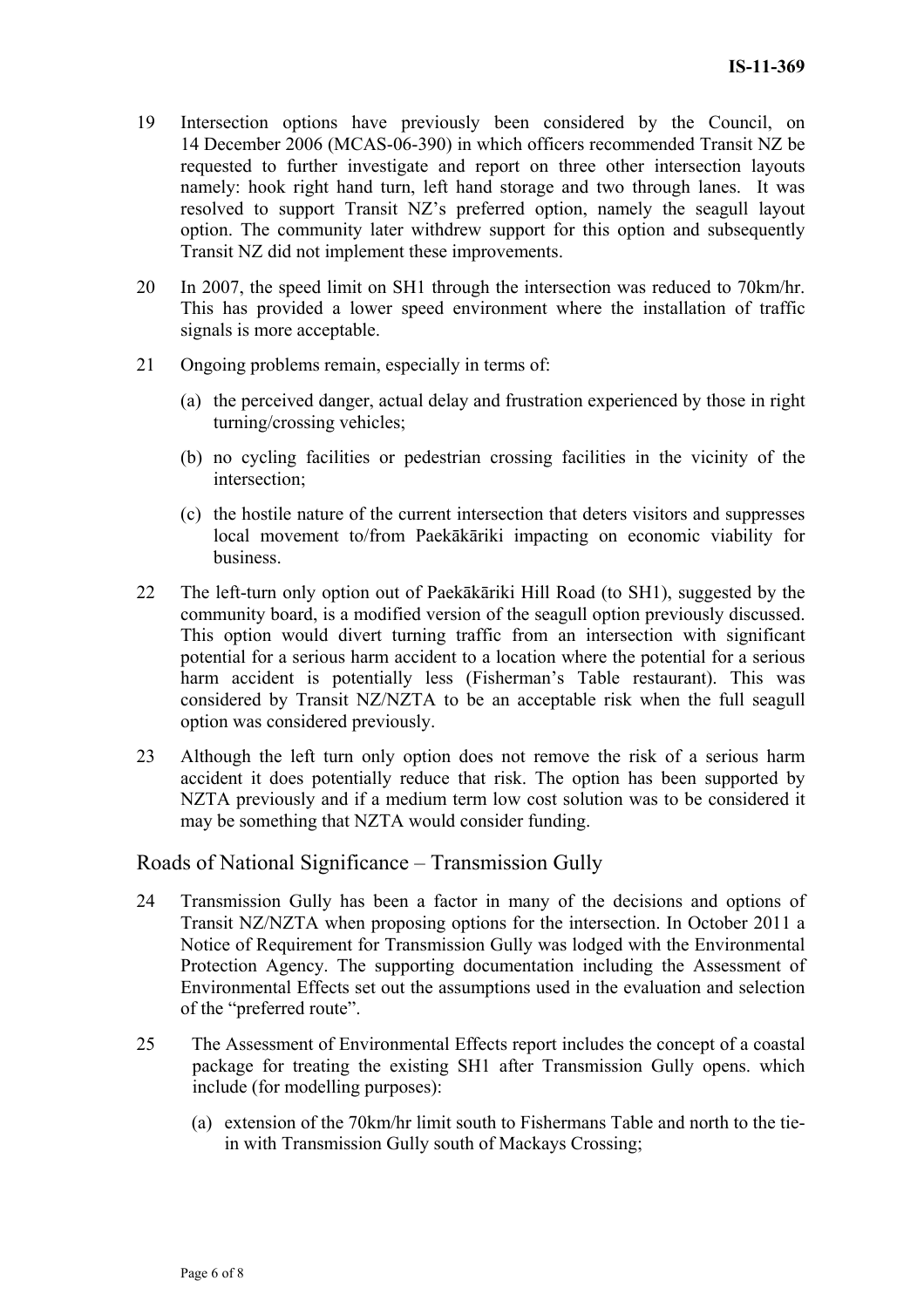19 Intersection options have previously been considered by the Council, on 14 December 2006 (MCAS-06-390) in which officers recommended Transit NZ be requested to further investigate and report on three other intersection layouts namely: hook right hand turn, left hand storage and two through lanes. It was resolved to support Transit NZ's preferred option, namely the seagull layout option. The community later withdrew support for this option and subsequently Transit NZ did not implement these improvements.

20 In 2007, the speed limit on SH1 through the intersection was reduced to 70km/hr. This has provided a lower speed environment where the installation of traffic signals is more acceptable.

21 Ongoing problems remain, especially in terms of:

(a) the perceived danger, actual delay and frustration experienced by those in right turning/crossing vehicles;

(b) no cycling facilities or pedestrian crossing facilities in the vicinity of the intersection;

(c) the hostile nature of the current intersection that deters visitors and suppresses local movement to/from Paekākāriki impacting on economic viability for business.

22 The left-turn only option out of Paekākāriki Hill Road (to SH1), suggested by the community board, is a modified version of the seagull option previously discussed. This option would divert turning traffic from an intersection with significant potential for a serious harm accident to a location where the potential for a serious harm accident is potentially less (Fisherman's Table restaurant). This was considered by Transit NZ/NZTA to be an acceptable risk when the full seagull option was considered previously.

23 Although the left turn only option does not remove the risk of a serious harm accident it does potentially reduce that risk. The option has been supported by NZTA previously and if a medium term low cost solution was to be considered it may be something that NZTA would consider funding.

## Roads of National Significance – Transmission Gully

24 Transmission Gully has been a factor in many of the decisions and options of Transit NZ/NZTA when proposing options for the intersection. In October 2011 a Notice of Requirement for Transmission Gully was lodged with the Environmental Protection Agency. The supporting documentation including the Assessment of Environmental Effects set out the assumptions used in the evaluation and selection of the "preferred route".

25 The Assessment of Environmental Effects report includes the concept of a coastal package for treating the existing SH1 after Transmission Gully opens. which include (for modelling purposes):

(a) extension of the 70km/hr limit south to Fishermans Table and north to the tie-in with Transmission Gully south of Mackays Crossing;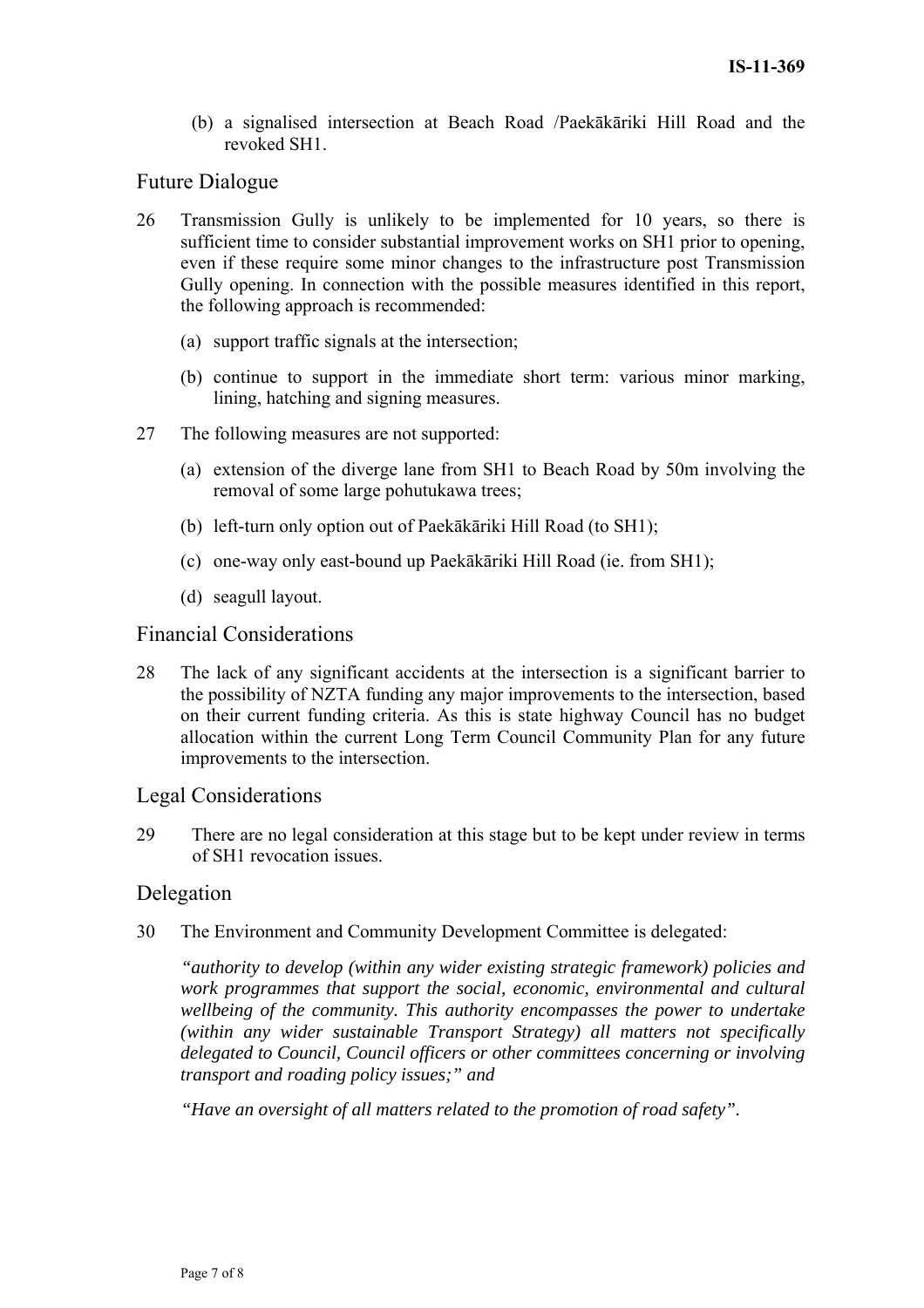(b) a signalised intersection at Beach Road /Paekākāriki Hill Road and the revoked SH1.

## Future Dialogue

26 Transmission Gully is unlikely to be implemented for 10 years, so there is sufficient time to consider substantial improvement works on SH1 prior to opening, even if these require some minor changes to the infrastructure post Transmission Gully opening. In connection with the possible measures identified in this report, the following approach is recommended:

(a) support traffic signals at the intersection;

(b) continue to support in the immediate short term: various minor marking, lining, hatching and signing measures.

27 The following measures are not supported:

(a) extension of the diverge lane from SH1 to Beach Road by 50m involving the removal of some large pohutukawa trees;

(b) left-turn only option out of Paekākāriki Hill Road (to SH1);

(c) one-way only east-bound up Paekākāriki Hill Road (ie. from SH1);

(d) seagull layout.

## Financial Considerations

28 The lack of any significant accidents at the intersection is a significant barrier to the possibility of NZTA funding any major improvements to the intersection, based on their current funding criteria. As this is state highway Council has no budget allocation within the current Long Term Council Community Plan for any future improvements to the intersection.

## Legal Considerations

29 There are no legal consideration at this stage but to be kept under review in terms of SH1 revocation issues.

## Delegation

30 The Environment and Community Development Committee is delegated:

*"authority to develop (within any wider existing strategic framework) policies and work programmes that support the social, economic, environmental and cultural wellbeing of the community. This authority encompasses the power to undertake (within any wider sustainable Transport Strategy) all matters not specifically delegated to Council, Council officers or other committees concerning or involving transport and roading policy issues;" and*

*"Have an oversight of all matters related to the promotion of road safety".*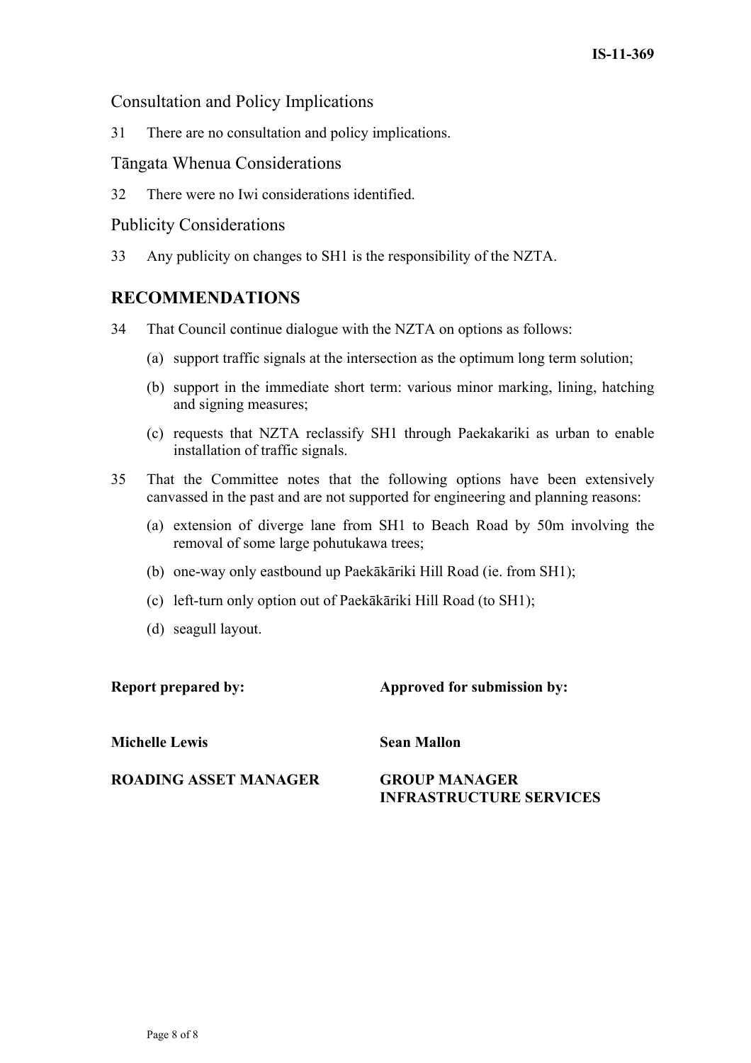## Consultation and Policy Implications

31 There are no consultation and policy implications.

## Tāngata Whenua Considerations

32 There were no Iwi considerations identified.

## Publicity Considerations

33 Any publicity on changes to SH1 is the responsibility of the NZTA.

# RECOMMENDATIONS

34 That Council continue dialogue with the NZTA on options as follows:

(a) support traffic signals at the intersection as the optimum long term solution;

(b) support in the immediate short term: various minor marking, lining, hatching and signing measures;

(c) requests that NZTA reclassify SH1 through Paekakariki as urban to enable installation of traffic signals.

35 That the Committee notes that the following options have been extensively canvassed in the past and are not supported for engineering and planning reasons:

(a) extension of diverge lane from SH1 to Beach Road by 50m involving the removal of some large pohutukawa trees;

(b) one-way only eastbound up Paekākāriki Hill Road (ie. from SH1);

(c) left-turn only option out of Paekākāriki Hill Road (to SH1);

(d) seagull layout.

| **Report prepared by:** | **Approved for submission by:** |
|---|---|
| **Michelle Lewis** | **Sean Mallon** |
| **ROADING ASSET MANAGER** | **GROUP MANAGER INFRASTRUCTURE SERVICES** |